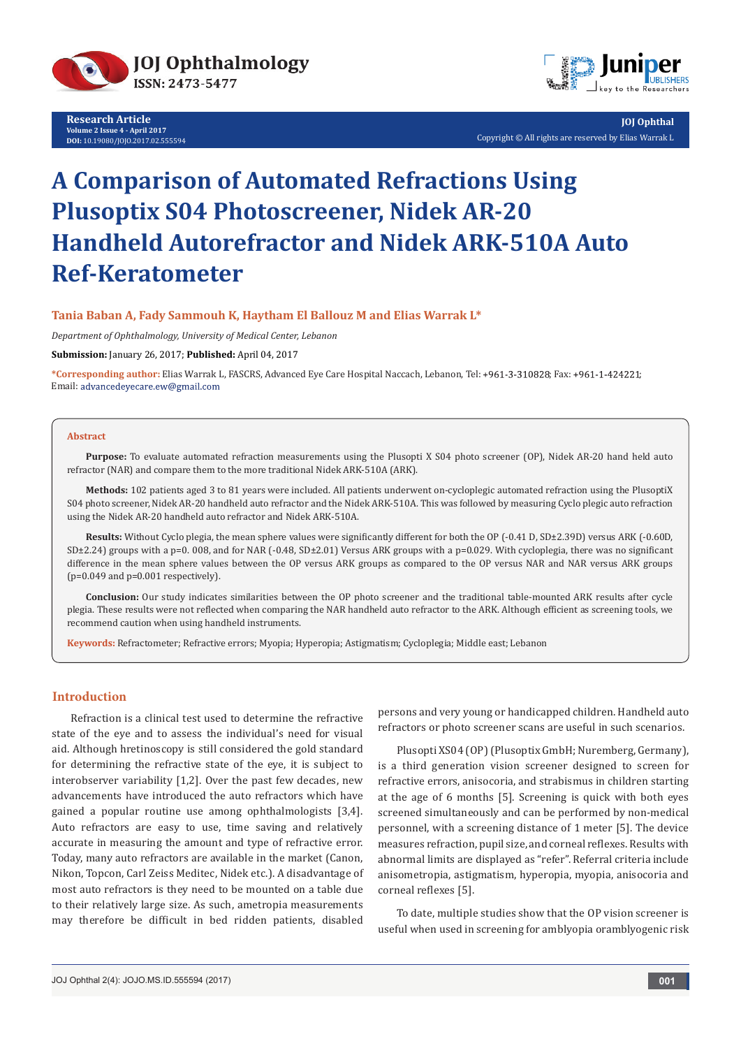# A Comparison of Automated Refractions Using Plusoptix S04 Photoscreener, Nidek AR-20 Handheld Autorefractor and Nidek ARK-510A Auto Ref-Keratometer

**Tania Baban A, Fady Sammouh K, Haytham El Ballouz M and Elias Warrak L***

*Department of Ophthalmology, University of Medical Center, Lebanon*

**Submission:** January 26, 2017; **Published:** April 04, 2017

***Corresponding author:** Elias Warrak L, FASCRS, Advanced Eye Care Hospital Naccach, Lebanon, Tel: +961-3-310828; Fax: +961-1-424221; Email: advancedeyecare.ew@gmail.com

## Abstract

**Purpose:** To evaluate automated refraction measurements using the Plusopti X S04 photo screener (OP), Nidek AR-20 hand held auto refractor (NAR) and compare them to the more traditional Nidek ARK-510A (ARK).

**Methods:** 102 patients aged 3 to 81 years were included. All patients underwent on-cycloplegic automated refraction using the PlusoptiX S04 photo screener, Nidek AR-20 handheld auto refractor and the Nidek ARK-510A. This was followed by measuring Cyclo plegic auto refraction using the Nidek AR-20 handheld auto refractor and Nidek ARK-510A.

**Results:** Without Cyclo plegia, the mean sphere values were significantly different for both the OP (-0.41 D, SD±2.39D) versus ARK (-0.60D, SD±2.24) groups with a p=0. 008, and for NAR (-0.48, SD±2.01) Versus ARK groups with a p=0.029. With cycloplegia, there was no significant difference in the mean sphere values between the OP versus ARK groups as compared to the OP versus NAR and NAR versus ARK groups (p=0.049 and p=0.001 respectively).

**Conclusion:** Our study indicates similarities between the OP photo screener and the traditional table-mounted ARK results after cycle plegia. These results were not reflected when comparing the NAR handheld auto refractor to the ARK. Although efficient as screening tools, we recommend caution when using handheld instruments.

**Keywords:** Refractometer; Refractive errors; Myopia; Hyperopia; Astigmatism; Cycloplegia; Middle east; Lebanon

## Introduction

Refraction is a clinical test used to determine the refractive state of the eye and to assess the individual's need for visual aid. Although hretinoscopy is still considered the gold standard for determining the refractive state of the eye, it is subject to interobserver variability [1,2]. Over the past few decades, new advancements have introduced the auto refractors which have gained a popular routine use among ophthalmologists [3,4]. Auto refractors are easy to use, time saving and relatively accurate in measuring the amount and type of refractive error. Today, many auto refractors are available in the market (Canon, Nikon, Topcon, Carl Zeiss Meditec, Nidek etc.). A disadvantage of most auto refractors is they need to be mounted on a table due to their relatively large size. As such, ametropia measurements may therefore be difficult in bed ridden patients, disabled persons and very young or handicapped children. Handheld auto refractors or photo screener scans are useful in such scenarios.

Plusopti XS04 (OP) (Plusoptix GmbH; Nuremberg, Germany), is a third generation vision screener designed to screen for refractive errors, anisocoria, and strabismus in children starting at the age of 6 months [5]. Screening is quick with both eyes screened simultaneously and can be performed by non-medical personnel, with a screening distance of 1 meter [5]. The device measures refraction, pupil size, and corneal reflexes. Results with abnormal limits are displayed as "refer". Referral criteria include anisometropia, astigmatism, hyperopia, myopia, anisocoria and corneal reflexes [5].

To date, multiple studies show that the OP vision screener is useful when used in screening for amblyopia oramblyogenic risk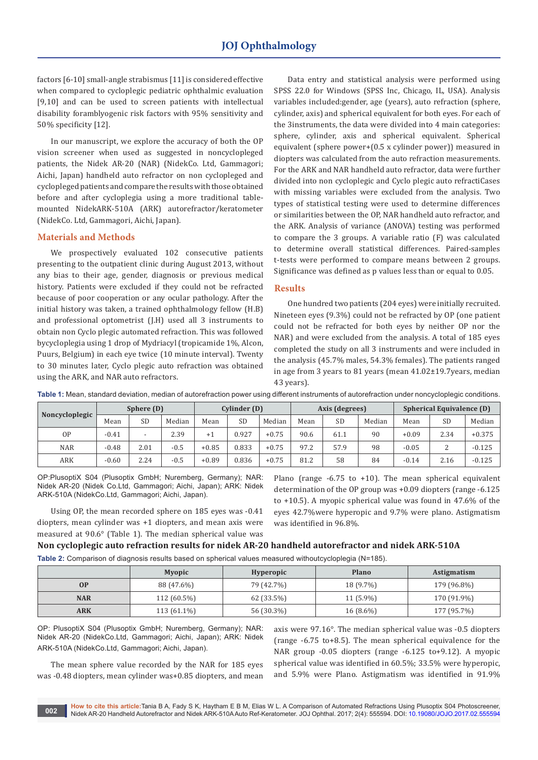factors [6-10] small-angle strabismus [11] is considered effective when compared to cycloplegic pediatric ophthalmic evaluation [9,10] and can be used to screen patients with intellectual disability foramblyogenic risk factors with 95% sensitivity and 50% specificity [12].

In our manuscript, we explore the accuracy of both the OP vision screener when used as suggested in noncyclopleged patients, the Nidek AR-20 (NAR) (NidekCo. Ltd, Gammagori; Aichi, Japan) handheld auto refractor on non cyclopleged and cyclopleged patients and compare the results with those obtained before and after cycloplegia using a more traditional table-mounted NidekARK-510A (ARK) autorefractor/keratometer (NidekCo. Ltd, Gammagori, Aichi, Japan).

## Materials and Methods

We prospectively evaluated 102 consecutive patients presenting to the outpatient clinic during August 2013, without any bias to their age, gender, diagnosis or previous medical history. Patients were excluded if they could not be refracted because of poor cooperation or any ocular pathology. After the initial history was taken, a trained ophthalmology fellow (H.B) and professional optometrist (J.H) used all 3 instruments to obtain non Cyclo plegic automated refraction. This was followed bycycloplegia using 1 drop of Mydriacyl (tropicamide 1%, Alcon, Puurs, Belgium) in each eye twice (10 minute interval). Twenty to 30 minutes later, Cyclo plegic auto refraction was obtained using the ARK, and NAR auto refractors.

Data entry and statistical analysis were performed using SPSS 22.0 for Windows (SPSS Inc, Chicago, IL, USA). Analysis variables included:gender, age (years), auto refraction (sphere, cylinder, axis) and spherical equivalent for both eyes. For each of the 3instruments, the data were divided into 4 main categories: sphere, cylinder, axis and spherical equivalent. Spherical equivalent (sphere power+(0.5 x cylinder power)) measured in diopters was calculated from the auto refraction measurements. For the ARK and NAR handheld auto refractor, data were further divided into non cycloplegic and Cyclo plegic auto refractiCases with missing variables were excluded from the analysis. Two types of statistical testing were used to determine differences or similarities between the OP, NAR handheld auto refractor, and the ARK. Analysis of variance (ANOVA) testing was performed to compare the 3 groups. A variable ratio (F) was calculated to determine overall statistical differences. Paired-samples t-tests were performed to compare means between 2 groups. Significance was defined as p values less than or equal to 0.05.

## Results

One hundred two patients (204 eyes) were initially recruited. Nineteen eyes (9.3%) could not be refracted by OP (one patient could not be refracted for both eyes by neither OP nor the NAR) and were excluded from the analysis. A total of 185 eyes completed the study on all 3 instruments and were included in the analysis (45.7% males, 54.3% females). The patients ranged in age from 3 years to 81 years (mean 41.02±19.7years, median 43 years).

**Table 1:** Mean, standard deviation, median of autorefraction power using different instruments of autorefraction under noncycloplegic conditions.

| Noncycloplegic | Sphere (D) | | | Cylinder (D) | | | Axis (degrees) | | | Spherical Equivalence (D) | | |
|---|---|---|---|---|---|---|---|---|---|---|---|---|
| | Mean | SD | Median | Mean | SD | Median | Mean | SD | Median | Mean | SD | Median |
| OP | -0.41 | - | 2.39 | +1 | 0.927 | +0.75 | 90.6 | 61.1 | 90 | +0.09 | 2.34 | +0.375 |
| NAR | -0.48 | 2.01 | -0.5 | +0.85 | 0.833 | +0.75 | 97.2 | 57.9 | 98 | -0.05 | 2 | -0.125 |
| ARK | -0.60 | 2.24 | -0.5 | +0.89 | 0.836 | +0.75 | 81.2 | 58 | 84 | -0.14 | 2.16 | -0.125 |

OP:PlusoptiX S04 (Plusoptix GmbH; Nuremberg, Germany); NAR: Nidek AR-20 (Nidek Co.Ltd, Gammagori; Aichi, Japan); ARK: Nidek ARK-510A (NidekCo.Ltd, Gammagori; Aichi, Japan).

Using OP, the mean recorded sphere on 185 eyes was -0.41 diopters, mean cylinder was +1 diopters, and mean axis were measured at 90.6° (Table 1). The median spherical value was Plano (range -6.75 to +10). The mean spherical equivalent determination of the OP group was +0.09 diopters (range -6.125 to +10.5). A myopic spherical value was found in 47.6% of the eyes 42.7%were hyperopic and 9.7% were plano. Astigmatism was identified in 96.8%.

### Non cycloplegic auto refraction results for nidek AR-20 handheld autorefractor and nidek ARK-510A

**Table 2:** Comparison of diagnosis results based on spherical values measured withoutcycloplegia (N=185).

| | Myopic | Hyperopic | Plano | Astigmatism |
|---|---|---|---|---|
| **OP** | 88 (47.6%) | 79 (42.7%) | 18 (9.7%) | 179 (96.8%) |
| **NAR** | 112 (60.5%) | 62 (33.5%) | 11 (5.9%) | 170 (91.9%) |
| **ARK** | 113 (61.1%) | 56 (30.3%) | 16 (8.6%) | 177 (95.7%) |

OP: PlusoptiX S04 (Plusoptix GmbH; Nuremberg, Germany); NAR: Nidek AR-20 (NidekCo.Ltd, Gammagori; Aichi, Japan); ARK: Nidek ARK-510A (NidekCo.Ltd, Gammagori; Aichi, Japan).

The mean sphere value recorded by the NAR for 185 eyes was -0.48 diopters, mean cylinder was+0.85 diopters, and mean axis were 97.16°. The median spherical value was -0.5 diopters (range -6.75 to+8.5). The mean spherical equivalence for the NAR group -0.05 diopters (range -6.125 to+9.12). A myopic spherical value was identified in 60.5%; 33.5% were hyperopic, and 5.9% were Plano. Astigmatism was identified in 91.9%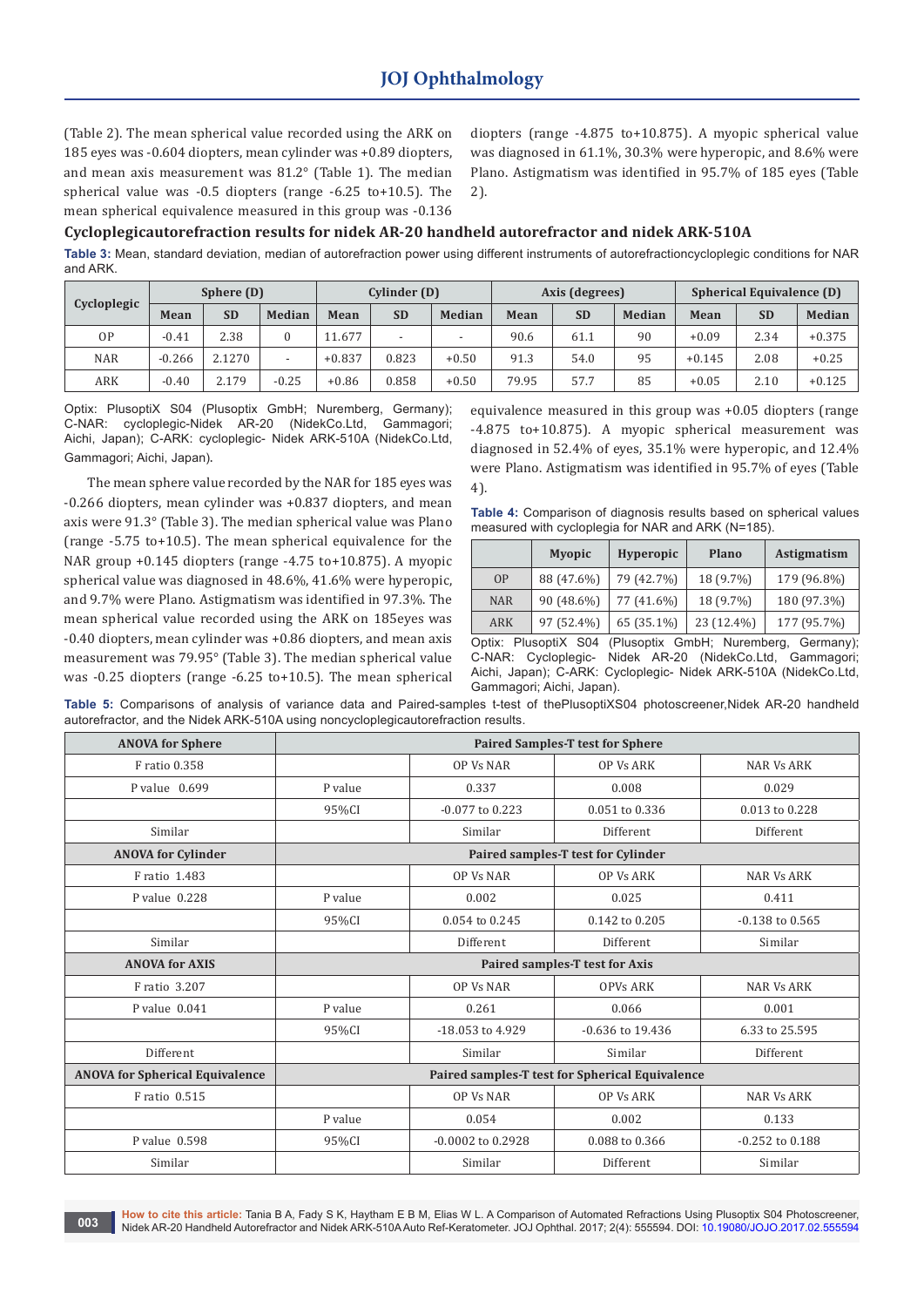(Table 2). The mean spherical value recorded using the ARK on 185 eyes was -0.604 diopters, mean cylinder was +0.89 diopters, and mean axis measurement was 81.2° (Table 1). The median spherical value was -0.5 diopters (range -6.25 to+10.5). The mean spherical equivalence measured in this group was -0.136 diopters (range -4.875 to+10.875). A myopic spherical value was diagnosed in 61.1%, 30.3% were hyperopic, and 8.6% were Plano. Astigmatism was identified in 95.7% of 185 eyes (Table 2).

## Cycloplegicautorefraction results for nidek AR-20 handheld autorefractor and nidek ARK-510A

**Table 3:** Mean, standard deviation, median of autorefraction power using different instruments of autorefractioncycloplegic conditions for NAR and ARK.

| Cycloplegic | Sphere (D) | | | Cylinder (D) | | | Axis (degrees) | | | Spherical Equivalence (D) | | |
|---|---|---|---|---|---|---|---|---|---|---|---|---|
| | Mean | SD | Median | Mean | SD | Median | Mean | SD | Median | Mean | SD | Median |
| OP | -0.41 | 2.38 | 0 | 11.677 | - | - | 90.6 | 61.1 | 90 | +0.09 | 2.34 | +0.375 |
| NAR | -0.266 | 2.1270 | - | +0.837 | 0.823 | +0.50 | 91.3 | 54.0 | 95 | +0.145 | 2.08 | +0.25 |
| ARK | -0.40 | 2.179 | -0.25 | +0.86 | 0.858 | +0.50 | 79.95 | 57.7 | 85 | +0.05 | 2.10 | +0.125 |

Optix: PlusoptiX S04 (Plusoptix GmbH; Nuremberg, Germany); C-NAR: cycloplegic-Nidek AR-20 (NidekCo.Ltd, Gammagori; Aichi, Japan); C-ARK: cycloplegic- Nidek ARK-510A (NidekCo.Ltd, Gammagori; Aichi, Japan).

The mean sphere value recorded by the NAR for 185 eyes was -0.266 diopters, mean cylinder was +0.837 diopters, and mean axis were 91.3° (Table 3). The median spherical value was Plano (range -5.75 to+10.5). The mean spherical equivalence for the NAR group +0.145 diopters (range -4.75 to+10.875). A myopic spherical value was diagnosed in 48.6%, 41.6% were hyperopic, and 9.7% were Plano. Astigmatism was identified in 97.3%. The mean spherical value recorded using the ARK on 185eyes was -0.40 diopters, mean cylinder was +0.86 diopters, and mean axis measurement was 79.95° (Table 3). The median spherical value was -0.25 diopters (range -6.25 to+10.5). The mean spherical equivalence measured in this group was +0.05 diopters (range -4.875 to+10.875). A myopic spherical measurement was diagnosed in 52.4% of eyes, 35.1% were hyperopic, and 12.4% were Plano. Astigmatism was identified in 95.7% of eyes (Table 4).

**Table 4:** Comparison of diagnosis results based on spherical values measured with cycloplegia for NAR and ARK (N=185).

| | Myopic | Hyperopic | Plano | Astigmatism |
|---|---|---|---|---|
| OP | 88 (47.6%) | 79 (42.7%) | 18 (9.7%) | 179 (96.8%) |
| NAR | 90 (48.6%) | 77 (41.6%) | 18 (9.7%) | 180 (97.3%) |
| ARK | 97 (52.4%) | 65 (35.1%) | 23 (12.4%) | 177 (95.7%) |

Optix: PlusoptiX S04 (Plusoptix GmbH; Nuremberg, Germany); C-NAR: Cycloplegic- Nidek AR-20 (NidekCo.Ltd, Gammagori; Aichi, Japan); C-ARK: Cycloplegic- Nidek ARK-510A (NidekCo.Ltd, Gammagori; Aichi, Japan).

**Table 5:** Comparisons of analysis of variance data and Paired-samples t-test of thePlusoptiXS04 photoscreener,Nidek AR-20 handheld autorefractor, and the Nidek ARK-510A using noncycloplegicautorefraction results.

| ANOVA for Sphere | Paired Samples-T test for Sphere | | | |
|---|---|---|---|---|
| F ratio 0.358 | | OP Vs NAR | OP Vs ARK | NAR Vs ARK |
| P value 0.699 | P value | 0.337 | 0.008 | 0.029 |
| | 95%CI | -0.077 to 0.223 | 0.051 to 0.336 | 0.013 to 0.228 |
| Similar | | Similar | Different | Different |
| **ANOVA for Cylinder** | **Paired samples-T test for Cylinder** | | | |
| F ratio 1.483 | | OP Vs NAR | OP Vs ARK | NAR Vs ARK |
| P value 0.228 | P value | 0.002 | 0.025 | 0.411 |
| | 95%CI | 0.054 to 0.245 | 0.142 to 0.205 | -0.138 to 0.565 |
| Similar | | Different | Different | Similar |
| **ANOVA for AXIS** | **Paired samples-T test for Axis** | | | |
| F ratio 3.207 | | OP Vs NAR | OPVs ARK | NAR Vs ARK |
| P value 0.041 | P value | 0.261 | 0.066 | 0.001 |
| | 95%CI | -18.053 to 4.929 | -0.636 to 19.436 | 6.33 to 25.595 |
| Different | | Similar | Similar | Different |
| **ANOVA for Spherical Equivalence** | **Paired samples-T test for Spherical Equivalence** | | | |
| F ratio 0.515 | | OP Vs NAR | OP Vs ARK | NAR Vs ARK |
| | P value | 0.054 | 0.002 | 0.133 |
| P value 0.598 | 95%CI | -0.0002 to 0.2928 | 0.088 to 0.366 | -0.252 to 0.188 |
| Similar | | Similar | Different | Similar |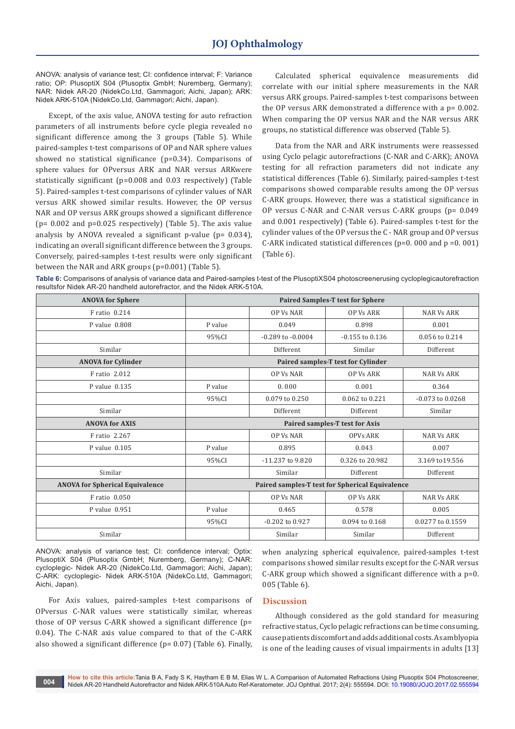ANOVA: analysis of variance test; CI: confidence interval; F: Variance ratio; OP: PlusoptiX S04 (Plusoptix GmbH; Nuremberg, Germany); NAR: Nidek AR-20 (NidekCo.Ltd, Gammagori; Aichi, Japan); ARK: Nidek ARK-510A (NidekCo.Ltd, Gammagori; Aichi, Japan).

Except, of the axis value, ANOVA testing for auto refraction parameters of all instruments before cycle plegia revealed no significant difference among the 3 groups (Table 5). While paired-samples t-test comparisons of OP and NAR sphere values showed no statistical significance (p=0.34). Comparisons of sphere values for OPversus ARK and NAR versus ARKwere statistically significant (p=0.008 and 0.03 respectively) (Table 5). Paired-samples t-test comparisons of cylinder values of NAR versus ARK showed similar results. However, the OP versus NAR and OP versus ARK groups showed a significant difference (p= 0.002 and p=0.025 respectively) (Table 5). The axis value analysis by ANOVA revealed a significant p-value (p= 0.034), indicating an overall significant difference between the 3 groups. Conversely, paired-samples t-test results were only significant between the NAR and ARK groups (p=0.001) (Table 5).

Calculated spherical equivalence measurements did correlate with our initial sphere measurements in the NAR versus ARK groups. Paired-samples t-test comparisons between the OP versus ARK demonstrated a difference with a p= 0.002. When comparing the OP versus NAR and the NAR versus ARK groups, no statistical difference was observed (Table 5).

Data from the NAR and ARK instruments were reassessed using Cyclo pelagic autorefractions (C-NAR and C-ARK); ANOVA testing for all refraction parameters did not indicate any statistical differences (Table 6). Similarly, paired-samples t-test comparisons showed comparable results among the OP versus C-ARK groups. However, there was a statistical significance in OP versus C-NAR and C-NAR versus C-ARK groups (p= 0.049 and 0.001 respectively) (Table 6). Paired-samples t-test for the cylinder values of the OP versus the C - NAR group and OP versus C-ARK indicated statistical differences (p=0. 000 and p =0. 001) (Table 6).

**Table 6:** Comparisons of analysis of variance data and Paired-samples t-test of the PlusoptiXS04 photoscreenerusing cycloplegicautorefraction resultsfor Nidek AR-20 handheld autorefractor, and the Nidek ARK-510A.

| ANOVA for Sphere | Paired Samples-T test for Sphere | | | |
|---|---|---|---|---|
| F ratio 0.214 | | OP Vs NAR | OP Vs ARK | NAR Vs ARK |
| P value 0.808 | P value | 0.049 | 0.898 | 0.001 |
| | 95%CI | -0.289 to -0.0004 | -0.155 to 0.136 | 0.056 to 0.214 |
| Similar | | Different | Similar | Different |
| **ANOVA for Cylinder** | **Paired samples-T test for Cylinder** | | | |
| F ratio 2.012 | | OP Vs NAR | OP Vs ARK | NAR Vs ARK |
| P value 0.135 | P value | 0. 000 | 0.001 | 0.364 |
| | 95%CI | 0.079 to 0.250 | 0.062 to 0.221 | -0.073 to 0.0268 |
| Similar | | Different | Different | Similar |
| **ANOVA for AXIS** | **Paired samples-T test for Axis** | | | |
| F ratio 2.267 | | OP Vs NAR | OPVs ARK | NAR Vs ARK |
| P value 0.105 | P value | 0.895 | 0.043 | 0.007 |
| | 95%CI | -11.237 to 9.820 | 0.326 to 20.982 | 3.169 to19.556 |
| Similar | | Similar | Different | Different |
| **ANOVA for Spherical Equivalence** | **Paired samples-T test for Spherical Equivalence** | | | |
| F ratio 0.050 | | OP Vs NAR | OP Vs ARK | NAR Vs ARK |
| P value 0.951 | P value | 0.465 | 0.578 | 0.005 |
| | 95%CI | -0.202 to 0.927 | 0.094 to 0.168 | 0.0277 to 0.1559 |
| Similar | | Similar | Similar | Different |

ANOVA: analysis of variance test; CI: confidence interval; Optix: PlusoptiX S04 (Plusoptix GmbH; Nuremberg, Germany); C-NAR: cycloplegic- Nidek AR-20 (NidekCo.Ltd, Gammagori; Aichi, Japan); C-ARK: cycloplegic- Nidek ARK-510A (NidekCo.Ltd, Gammagori; Aichi, Japan).

For Axis values, paired-samples t-test comparisons of OPversus C-NAR values were statistically similar, whereas those of OP versus C-ARK showed a significant difference (p= 0.04). The C-NAR axis value compared to that of the C-ARK also showed a significant difference (p= 0.07) (Table 6). Finally, when analyzing spherical equivalence, paired-samples t-test comparisons showed similar results except for the C-NAR versus C-ARK group which showed a significant difference with a p=0. 005 (Table 6).

## Discussion

Although considered as the gold standard for measuring refractive status, Cyclo pelagic refractions can be time consuming, cause patients discomfort and adds additional costs. As amblyopia is one of the leading causes of visual impairments in adults [13]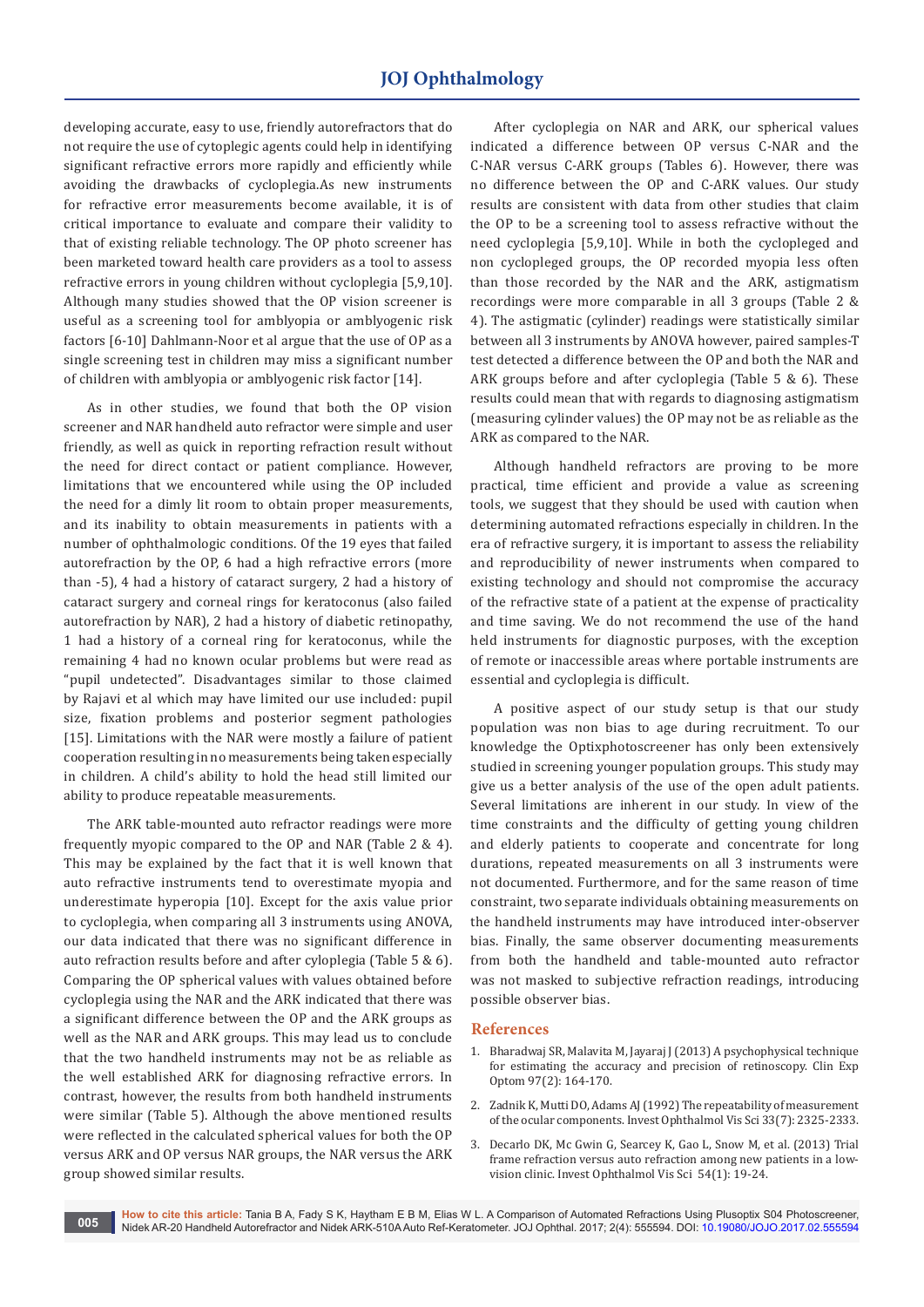developing accurate, easy to use, friendly autorefractors that do not require the use of cytoplegic agents could help in identifying significant refractive errors more rapidly and efficiently while avoiding the drawbacks of cycloplegia.As new instruments for refractive error measurements become available, it is of critical importance to evaluate and compare their validity to that of existing reliable technology. The OP photo screener has been marketed toward health care providers as a tool to assess refractive errors in young children without cycloplegia [5,9,10]. Although many studies showed that the OP vision screener is useful as a screening tool for amblyopia or amblyogenic risk factors [6-10] Dahlmann-Noor et al argue that the use of OP as a single screening test in children may miss a significant number of children with amblyopia or amblyogenic risk factor [14].

As in other studies, we found that both the OP vision screener and NAR handheld auto refractor were simple and user friendly, as well as quick in reporting refraction result without the need for direct contact or patient compliance. However, limitations that we encountered while using the OP included the need for a dimly lit room to obtain proper measurements, and its inability to obtain measurements in patients with a number of ophthalmologic conditions. Of the 19 eyes that failed autorefraction by the OP, 6 had a high refractive errors (more than -5), 4 had a history of cataract surgery, 2 had a history of cataract surgery and corneal rings for keratoconus (also failed autorefraction by NAR), 2 had a history of diabetic retinopathy, 1 had a history of a corneal ring for keratoconus, while the remaining 4 had no known ocular problems but were read as "pupil undetected". Disadvantages similar to those claimed by Rajavi et al which may have limited our use included: pupil size, fixation problems and posterior segment pathologies [15]. Limitations with the NAR were mostly a failure of patient cooperation resulting in no measurements being taken especially in children. A child's ability to hold the head still limited our ability to produce repeatable measurements.

The ARK table-mounted auto refractor readings were more frequently myopic compared to the OP and NAR (Table 2 & 4). This may be explained by the fact that it is well known that auto refractive instruments tend to overestimate myopia and underestimate hyperopia [10]. Except for the axis value prior to cycloplegia, when comparing all 3 instruments using ANOVA, our data indicated that there was no significant difference in auto refraction results before and after cyloplegia (Table 5 & 6). Comparing the OP spherical values with values obtained before cycloplegia using the NAR and the ARK indicated that there was a significant difference between the OP and the ARK groups as well as the NAR and ARK groups. This may lead us to conclude that the two handheld instruments may not be as reliable as the well established ARK for diagnosing refractive errors. In contrast, however, the results from both handheld instruments were similar (Table 5). Although the above mentioned results were reflected in the calculated spherical values for both the OP versus ARK and OP versus NAR groups, the NAR versus the ARK group showed similar results.

After cycloplegia on NAR and ARK, our spherical values indicated a difference between OP versus C-NAR and the C-NAR versus C-ARK groups (Tables 6). However, there was no difference between the OP and C-ARK values. Our study results are consistent with data from other studies that claim the OP to be a screening tool to assess refractive without the need cycloplegia [5,9,10]. While in both the cyclopleged and non cyclopleged groups, the OP recorded myopia less often than those recorded by the NAR and the ARK, astigmatism recordings were more comparable in all 3 groups (Table 2 & 4). The astigmatic (cylinder) readings were statistically similar between all 3 instruments by ANOVA however, paired samples-T test detected a difference between the OP and both the NAR and ARK groups before and after cycloplegia (Table 5 & 6). These results could mean that with regards to diagnosing astigmatism (measuring cylinder values) the OP may not be as reliable as the ARK as compared to the NAR.

Although handheld refractors are proving to be more practical, time efficient and provide a value as screening tools, we suggest that they should be used with caution when determining automated refractions especially in children. In the era of refractive surgery, it is important to assess the reliability and reproducibility of newer instruments when compared to existing technology and should not compromise the accuracy of the refractive state of a patient at the expense of practicality and time saving. We do not recommend the use of the hand held instruments for diagnostic purposes, with the exception of remote or inaccessible areas where portable instruments are essential and cycloplegia is difficult.

A positive aspect of our study setup is that our study population was non bias to age during recruitment. To our knowledge the Optixphotoscreener has only been extensively studied in screening younger population groups. This study may give us a better analysis of the use of the open adult patients. Several limitations are inherent in our study. In view of the time constraints and the difficulty of getting young children and elderly patients to cooperate and concentrate for long durations, repeated measurements on all 3 instruments were not documented. Furthermore, and for the same reason of time constraint, two separate individuals obtaining measurements on the handheld instruments may have introduced inter-observer bias. Finally, the same observer documenting measurements from both the handheld and table-mounted auto refractor was not masked to subjective refraction readings, introducing possible observer bias.

## References

1. Bharadwaj SR, Malavita M, Jayaraj J (2013) A psychophysical technique for estimating the accuracy and precision of retinoscopy. Clin Exp Optom 97(2): 164-170.
2. Zadnik K, Mutti DO, Adams AJ (1992) The repeatability of measurement of the ocular components. Invest Ophthalmol Vis Sci 33(7): 2325-2333.
3. Decarlo DK, Mc Gwin G, Searcey K, Gao L, Snow M, et al. (2013) Trial frame refraction versus auto refraction among new patients in a low-vision clinic. Invest Ophthalmol Vis Sci 54(1): 19-24.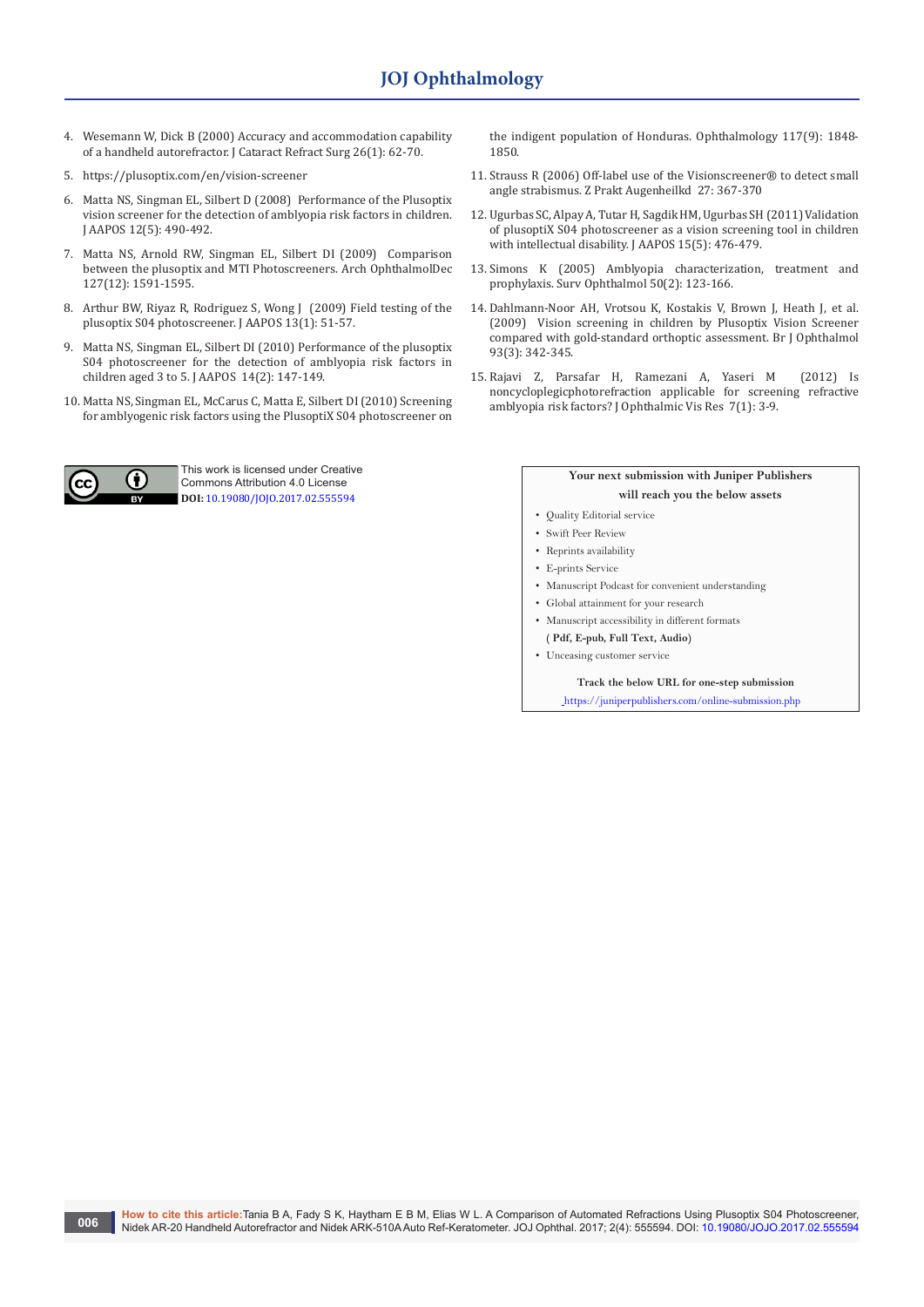4. Wesemann W, Dick B (2000) Accuracy and accommodation capability of a handheld autorefractor. J Cataract Refract Surg 26(1): 62-70.
5. https://plusoptix.com/en/vision-screener
6. Matta NS, Singman EL, Silbert D (2008) Performance of the Plusoptix vision screener for the detection of amblyopia risk factors in children. J AAPOS 12(5): 490-492.
7. Matta NS, Arnold RW, Singman EL, Silbert DI (2009) Comparison between the plusoptix and MTI Photoscreeners. Arch OphthalmolDec 127(12): 1591-1595.
8. Arthur BW, Riyaz R, Rodriguez S, Wong J (2009) Field testing of the plusoptix S04 photoscreener. J AAPOS 13(1): 51-57.
9. Matta NS, Singman EL, Silbert DI (2010) Performance of the plusoptix S04 photoscreener for the detection of amblyopia risk factors in children aged 3 to 5. J AAPOS 14(2): 147-149.
10. Matta NS, Singman EL, McCarus C, Matta E, Silbert DI (2010) Screening for amblyogenic risk factors using the PlusoptiX S04 photoscreener on the indigent population of Honduras. Ophthalmology 117(9): 1848-1850.
11. Strauss R (2006) Off-label use of the Visionscreener® to detect small angle strabismus. Z Prakt Augenheilkd 27: 367-370
12. Ugurbas SC, Alpay A, Tutar H, Sagdik HM, Ugurbas SH (2011) Validation of plusoptiX S04 photoscreener as a vision screening tool in children with intellectual disability. J AAPOS 15(5): 476-479.
13. Simons K (2005) Amblyopia characterization, treatment and prophylaxis. Surv Ophthalmol 50(2): 123-166.
14. Dahlmann-Noor AH, Vrotsou K, Kostakis V, Brown J, Heath J, et al. (2009) Vision screening in children by Plusoptix Vision Screener compared with gold-standard orthoptic assessment. Br J Ophthalmol 93(3): 342-345.
15. Rajavi Z, Parsafar H, Ramezani A, Yaseri M (2012) Is noncycloplegicphotorefraction applicable for screening refractive amblyopia risk factors? J Ophthalmic Vis Res 7(1): 3-9.

This work is licensed under Creative Commons Attribution 4.0 License
**DOI:** 10.19080/JOJO.2017.02.555594

**Your next submission with Juniper Publishers will reach you the below assets**

- Quality Editorial service
- Swift Peer Review
- Reprints availability
- E-prints Service
- Manuscript Podcast for convenient understanding
- Global attainment for your research
- Manuscript accessibility in different formats
  **( Pdf, E-pub, Full Text, Audio)**
- Unceasing customer service

**Track the below URL for one-step submission**
https://juniperpublishers.com/online-submission.php

**How to cite this article:** Tania B A, Fady S K, Haytham E B M, Elias W L. A Comparison of Automated Refractions Using Plusoptix S04 Photoscreener, Nidek AR-20 Handheld Autorefractor and Nidek ARK-510A Auto Ref-Keratometer. JOJ Ophthal. 2017; 2(4): 555594. DOI: 10.19080/JOJO.2017.02.555594